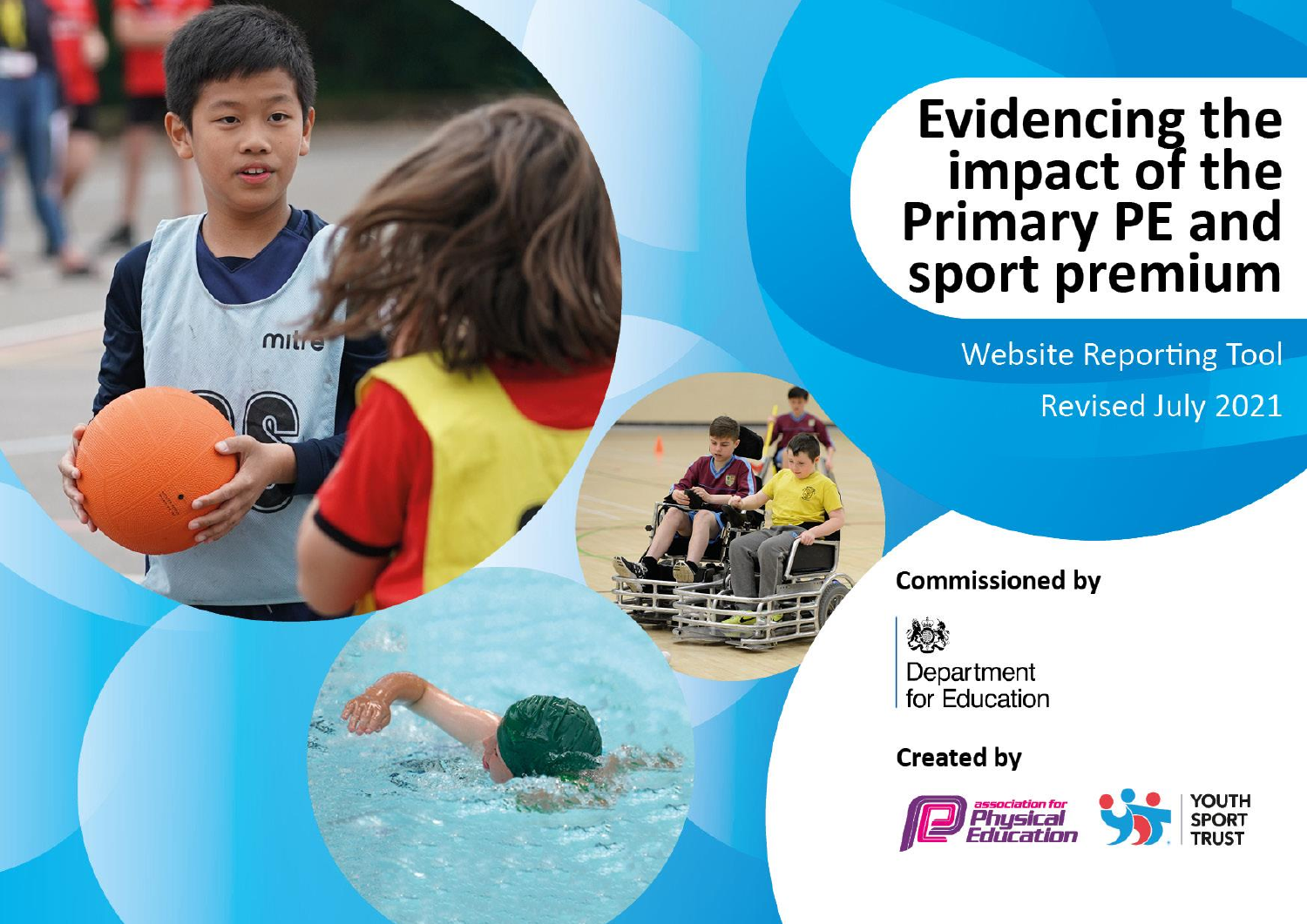# Evidencing the impact of the Primary PE and sport premium

Website Reporting Tool

Revised July 2021

**Commissioned by**

Department for Education

**Created by**

association for Physical Education

YOUTH SPORT TRUST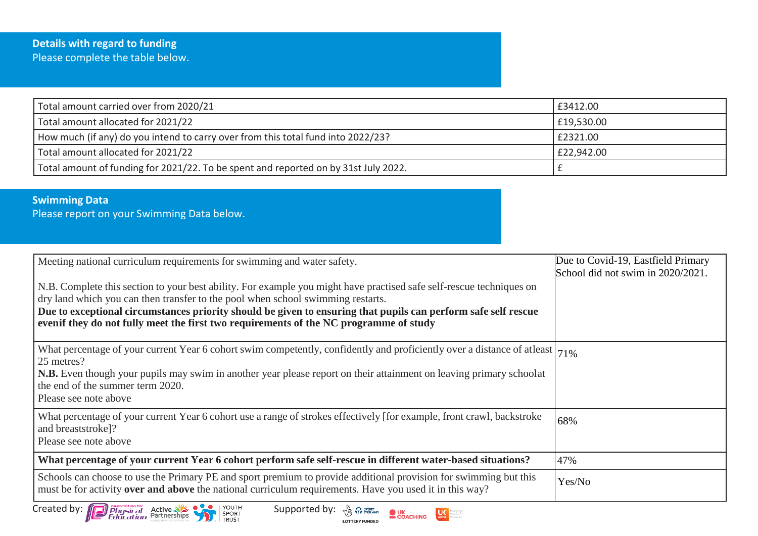## Details with regard to funding

Please complete the table below.

| | |
|---|---|
| Total amount carried over from 2020/21 | £3412.00 |
| Total amount allocated for 2021/22 | £19,530.00 |
| How much (if any) do you intend to carry over from this total fund into 2022/23? | £2321.00 |
| Total amount allocated for 2021/22 | £22,942.00 |
| Total amount of funding for 2021/22. To be spent and reported on by 31st July 2022. | £ |

## Swimming Data

Please report on your Swimming Data below.

| | |
|---|---|
| Meeting national curriculum requirements for swimming and water safety.<br><br>N.B. Complete this section to your best ability. For example you might have practised safe self-rescue techniques on dry land which you can then transfer to the pool when school swimming restarts.<br>**Due to exceptional circumstances priority should be given to ensuring that pupils can perform safe self rescue evenif they do not fully meet the first two requirements of the NC programme of study** | Due to Covid-19, Eastfield Primary School did not swim in 2020/2021. |
| What percentage of your current Year 6 cohort swim competently, confidently and proficiently over a distance of atleast 25 metres?<br>**N.B.** Even though your pupils may swim in another year please report on their attainment on leaving primary schoolat the end of the summer term 2020.<br>Please see note above | 71% |
| What percentage of your current Year 6 cohort use a range of strokes effectively [for example, front crawl, backstroke and breaststroke]?<br>Please see note above | 68% |
| **What percentage of your current Year 6 cohort perform safe self-rescue in different water-based situations?** | 47% |
| Schools can choose to use the Primary PE and sport premium to provide additional provision for swimming but this must be for activity **over and above** the national curriculum requirements. Have you used it in this way? | Yes/No |

Created by: Association for Physical Education, Active Partnerships, Youth Sport Trust Supported by: Sport England, UK Coaching, UK Active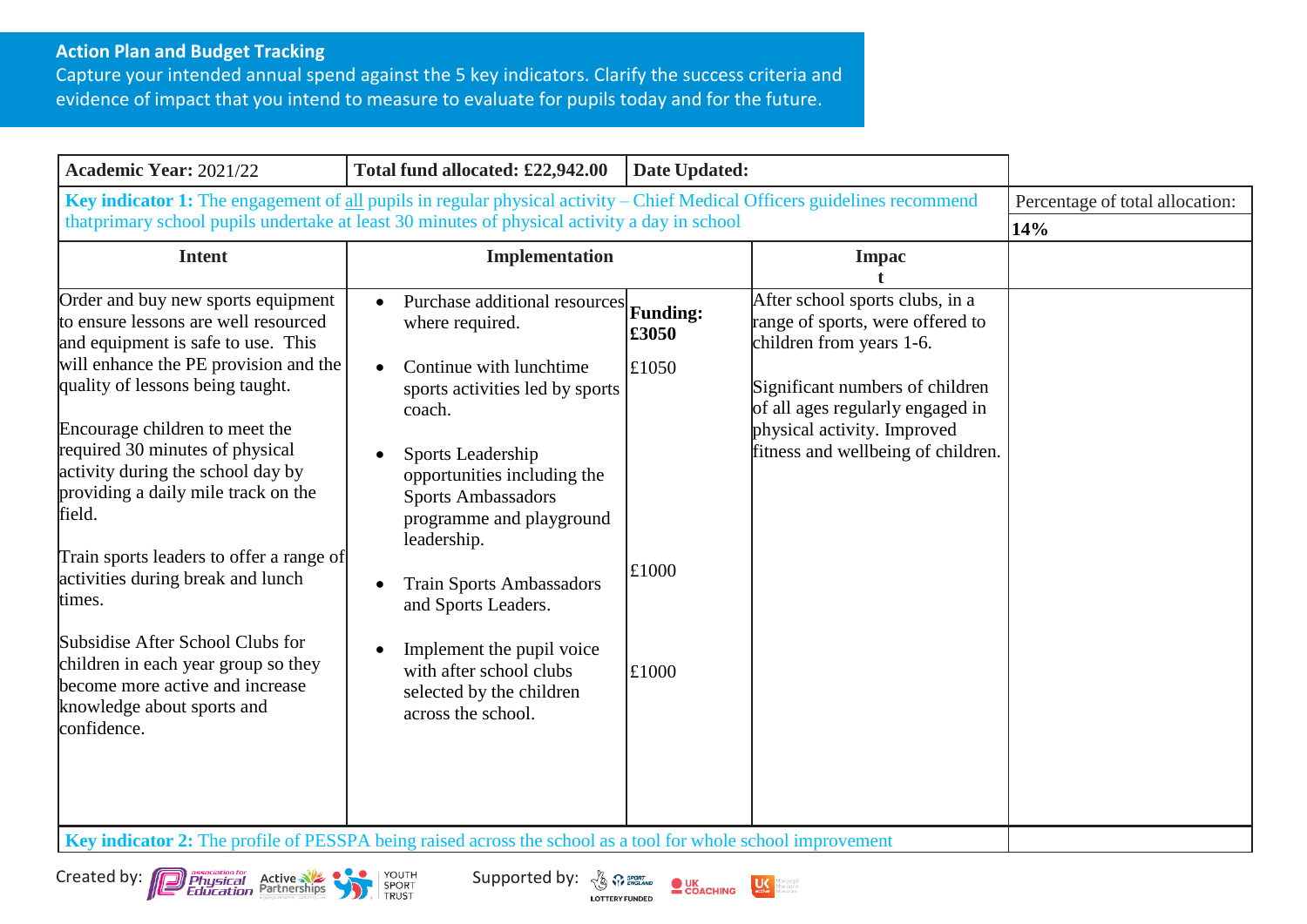## Action Plan and Budget Tracking

Capture your intended annual spend against the 5 key indicators. Clarify the success criteria and evidence of impact that you intend to measure to evaluate for pupils today and for the future.

| **Academic Year:** 2021/22 | **Total fund allocated: £22,942.00** | **Date Updated:** | | |
|---|---|---|---|---|
| **Key indicator 1:** The engagement of all pupils in regular physical activity – Chief Medical Officers guidelines recommend thatprimary school pupils undertake at least 30 minutes of physical activity a day in school | | | | Percentage of total allocation: **14%** |
| **Intent** | **Implementation** | | **Impact** | |
| Order and buy new sports equipment to ensure lessons are well resourced and equipment is safe to use. This will enhance the PE provision and the quality of lessons being taught.<br><br>Encourage children to meet the required 30 minutes of physical activity during the school day by providing a daily mile track on the field.<br><br>Train sports leaders to offer a range of activities during break and lunch times.<br><br>Subsidise After School Clubs for children in each year group so they become more active and increase knowledge about sports and confidence. | • Purchase additional resources where required.<br><br>• Continue with lunchtime sports activities led by sports coach.<br><br>• Sports Leadership opportunities including the Sports Ambassadors programme and playground leadership.<br><br>• Train Sports Ambassadors and Sports Leaders.<br><br>• Implement the pupil voice with after school clubs selected by the children across the school. | **Funding: £3050**<br><br>£1050<br><br>£1000<br><br>£1000 | After school sports clubs, in a range of sports, were offered to children from years 1-6.<br><br>Significant numbers of children of all ages regularly engaged in physical activity. Improved fitness and wellbeing of children. | |
| **Key indicator 2:** The profile of PESSPA being raised across the school as a tool for whole school improvement | | | | |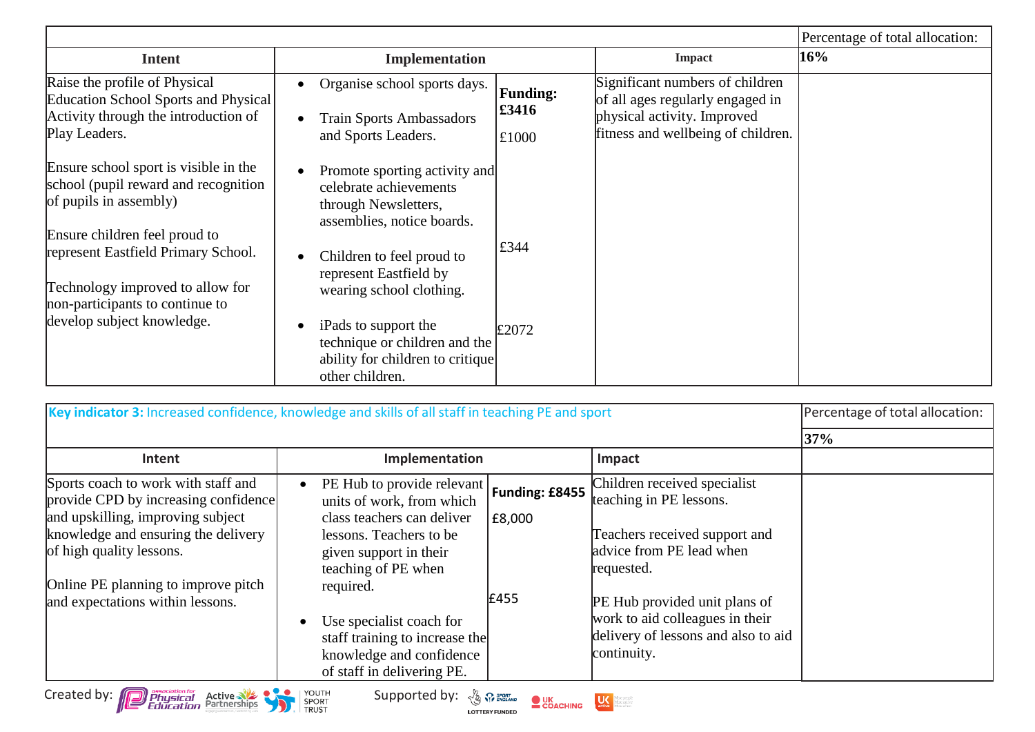| | | | | Percentage of total allocation: |
|---|---|---|---|---|
| **Intent** | **Implementation** | | **Impact** | **16%** |
| Raise the profile of Physical Education School Sports and Physical Activity through the introduction of Play Leaders.<br><br>Ensure school sport is visible in the school (pupil reward and recognition of pupils in assembly)<br><br>Ensure children feel proud to represent Eastfield Primary School.<br><br>Technology improved to allow for non-participants to continue to develop subject knowledge. | • Organise school sports days.<br><br>• Train Sports Ambassadors and Sports Leaders.<br><br>• Promote sporting activity and celebrate achievements through Newsletters, assemblies, notice boards.<br><br>• Children to feel proud to represent Eastfield by wearing school clothing.<br><br>• iPads to support the technique or children and the ability for children to critique other children. | **Funding: £3416**<br><br>£1000<br><br>£344<br><br>£2072 | Significant numbers of children of all ages regularly engaged in physical activity. Improved fitness and wellbeing of children. | |

| **Key indicator 3:** Increased confidence, knowledge and skills of all staff in teaching PE and sport | | | | Percentage of total allocation: |
|---|---|---|---|---|
| | | | | **37%** |
| **Intent** | **Implementation** | | **Impact** | |
| Sports coach to work with staff and provide CPD by increasing confidence and upskilling, improving subject knowledge and ensuring the delivery of high quality lessons.<br><br>Online PE planning to improve pitch and expectations within lessons. | • PE Hub to provide relevant units of work, from which class teachers can deliver lessons. Teachers to be given support in their teaching of PE when required.<br><br>• Use specialist coach for staff training to increase the knowledge and confidence of staff in delivering PE. | **Funding: £8455**<br><br>£8,000<br><br>£455 | Children received specialist teaching in PE lessons.<br><br>Teachers received support and advice from PE lead when requested.<br><br>PE Hub provided unit plans of work to aid colleagues in their delivery of lessons and also to aid continuity. | |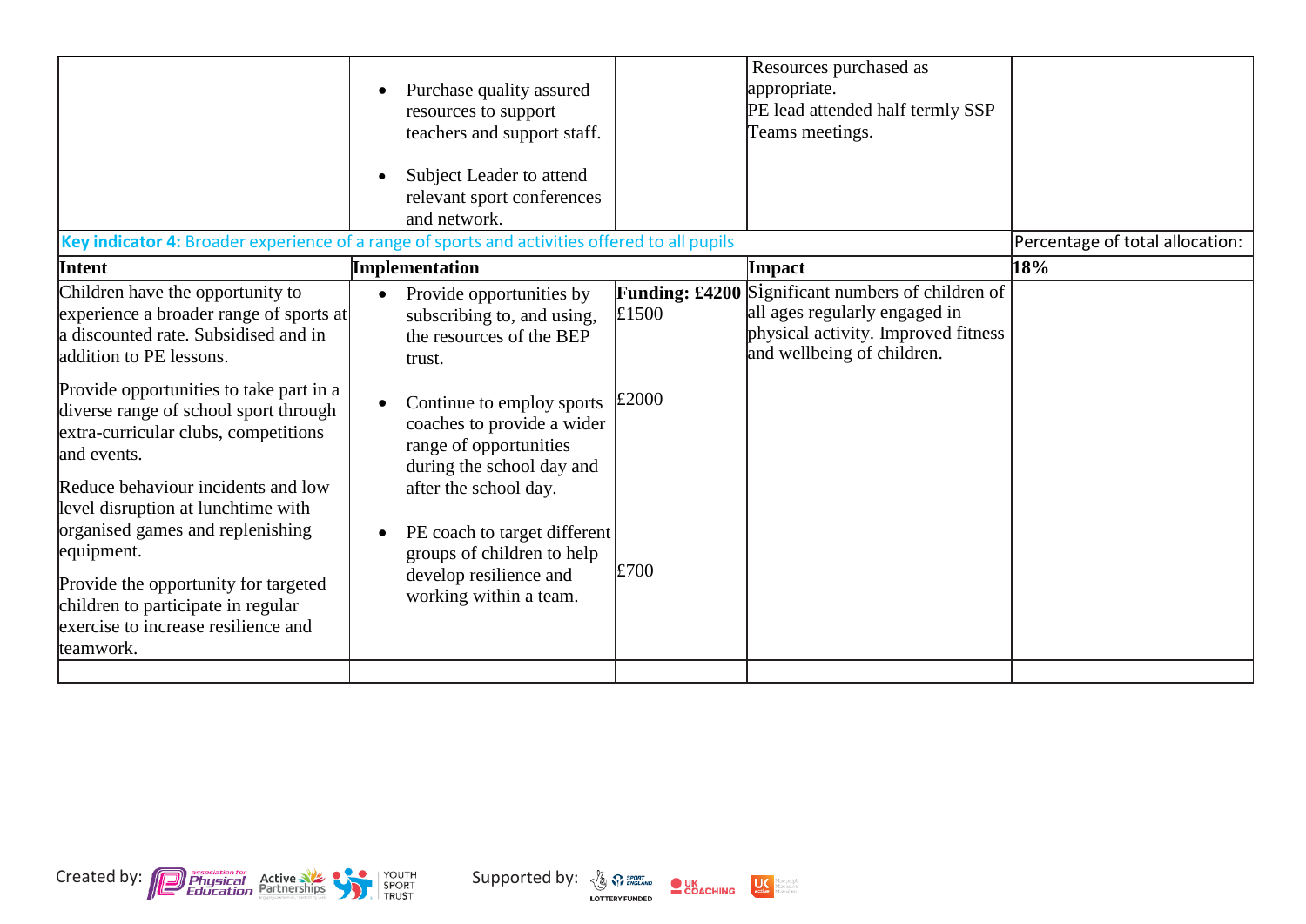| | | | | |
|---|---|---|---|---|
| | • Purchase quality assured resources to support teachers and support staff.<br><br>• Subject Leader to attend relevant sport conferences and network. | | Resources purchased as appropriate.<br>PE lead attended half termly SSP Teams meetings. | |
| **Key indicator 4:** Broader experience of a range of sports and activities offered to all pupils | | | | Percentage of total allocation: |
| **Intent** | **Implementation** | | **Impact** | **18%** |
| Children have the opportunity to experience a broader range of sports at a discounted rate. Subsidised and in addition to PE lessons.<br><br>Provide opportunities to take part in a diverse range of school sport through extra-curricular clubs, competitions and events.<br><br>Reduce behaviour incidents and low level disruption at lunchtime with organised games and replenishing equipment.<br><br>Provide the opportunity for targeted children to participate in regular exercise to increase resilience and teamwork. | • Provide opportunities by subscribing to, and using, the resources of the BEP trust.<br><br>• Continue to employ sports coaches to provide a wider range of opportunities during the school day and after the school day.<br><br>• PE coach to target different groups of children to help develop resilience and working within a team. | **Funding: £4200**<br>£1500<br><br>£2000<br><br>£700 | Significant numbers of children of all ages regularly engaged in physical activity. Improved fitness and wellbeing of children. | |
| | | | | |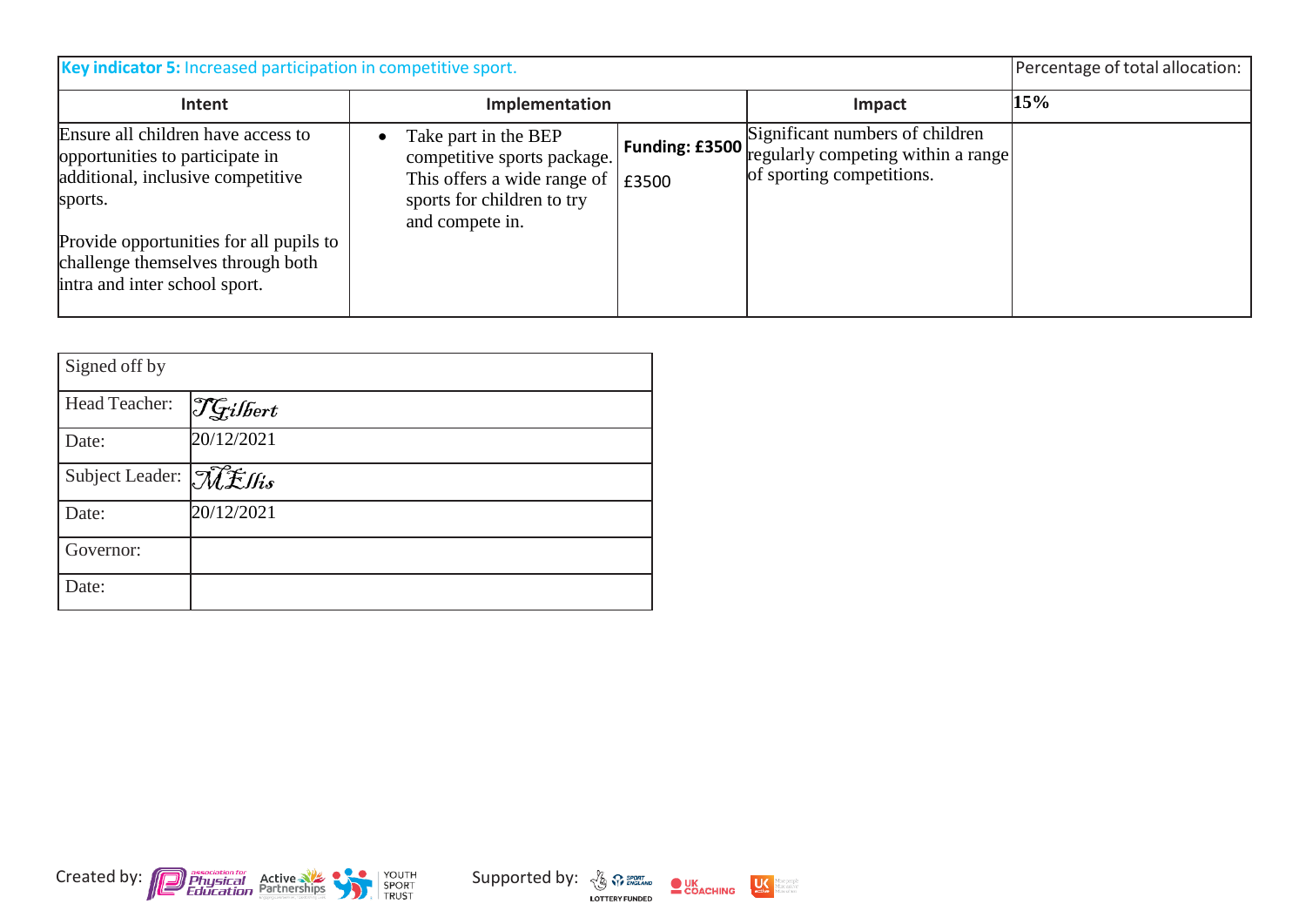| Key indicator 5: Increased participation in competitive sport. | | | | Percentage of total allocation: |
|---|---|---|---|---|
| **Intent** | **Implementation** | | **Impact** | **15%** |
| Ensure all children have access to opportunities to participate in additional, inclusive competitive sports.<br><br>Provide opportunities for all pupils to challenge themselves through both intra and inter school sport. | • Take part in the BEP competitive sports package. This offers a wide range of sports for children to try and compete in. | **Funding: £3500**<br><br>£3500 | Significant numbers of children regularly competing within a range of sporting competitions. | |

| Signed off by | |
|---|---|
| Head Teacher: | *TGilbert* |
| Date: | 20/12/2021 |
| Subject Leader: | *MEllis* |
| Date: | 20/12/2021 |
| Governor: | |
| Date: | |

Created by: association for Physical Education, Active Partnerships, Youth Sport Trust

Supported by: Sport England, Lottery Funded, UK Coaching, UK Active